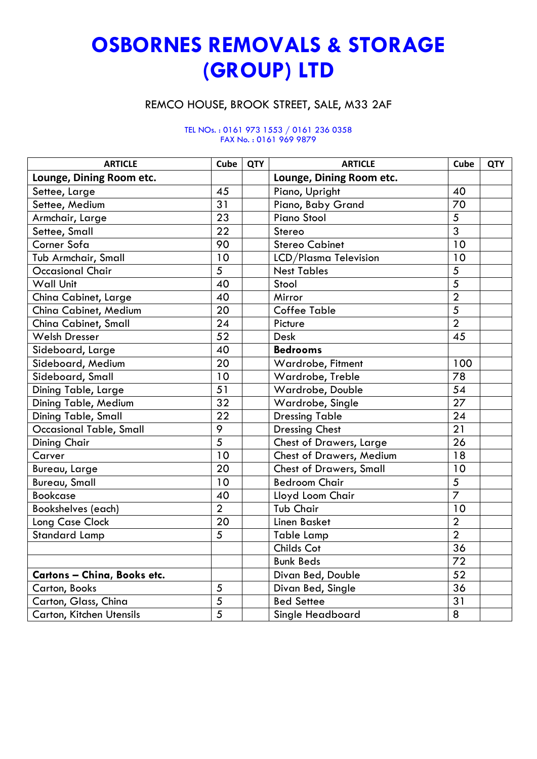# OSBORNES REMOVALS & STORAGE (GROUP) LTD

REMCO HOUSE, BROOK STREET, SALE, M33 2AF

TEL NOs. : 0161 973 1553 / 0161 236 0358
FAX No. : 0161 969 9879

| ARTICLE | Cube | QTY | ARTICLE | Cube | QTY |
|---|---|---|---|---|---|
| **Lounge, Dining Room etc.** | | | **Lounge, Dining Room etc.** | | |
| Settee, Large | 45 | | Piano, Upright | 40 | |
| Settee, Medium | 31 | | Piano, Baby Grand | 70 | |
| Armchair, Large | 23 | | Piano Stool | 5 | |
| Settee, Small | 22 | | Stereo | 3 | |
| Corner Sofa | 90 | | Stereo Cabinet | 10 | |
| Tub Armchair, Small | 10 | | LCD/Plasma Television | 10 | |
| Occasional Chair | 5 | | Nest Tables | 5 | |
| Wall Unit | 40 | | Stool | 5 | |
| China Cabinet, Large | 40 | | Mirror | 2 | |
| China Cabinet, Medium | 20 | | Coffee Table | 5 | |
| China Cabinet, Small | 24 | | Picture | 2 | |
| Welsh Dresser | 52 | | Desk | 45 | |
| Sideboard, Large | 40 | | **Bedrooms** | | |
| Sideboard, Medium | 20 | | Wardrobe, Fitment | 100 | |
| Sideboard, Small | 10 | | Wardrobe, Treble | 78 | |
| Dining Table, Large | 51 | | Wardrobe, Double | 54 | |
| Dining Table, Medium | 32 | | Wardrobe, Single | 27 | |
| Dining Table, Small | 22 | | Dressing Table | 24 | |
| Occasional Table, Small | 9 | | Dressing Chest | 21 | |
| Dining Chair | 5 | | Chest of Drawers, Large | 26 | |
| Carver | 10 | | Chest of Drawers, Medium | 18 | |
| Bureau, Large | 20 | | Chest of Drawers, Small | 10 | |
| Bureau, Small | 10 | | Bedroom Chair | 5 | |
| Bookcase | 40 | | Lloyd Loom Chair | 7 | |
| Bookshelves (each) | 2 | | Tub Chair | 10 | |
| Long Case Clock | 20 | | Linen Basket | 2 | |
| Standard Lamp | 5 | | Table Lamp | 2 | |
| | | | Childs Cot | 36 | |
| | | | Bunk Beds | 72 | |
| **Cartons – China, Books etc.** | | | Divan Bed, Double | 52 | |
| Carton, Books | 5 | | Divan Bed, Single | 36 | |
| Carton, Glass, China | 5 | | Bed Settee | 31 | |
| Carton, Kitchen Utensils | 5 | | Single Headboard | 8 | |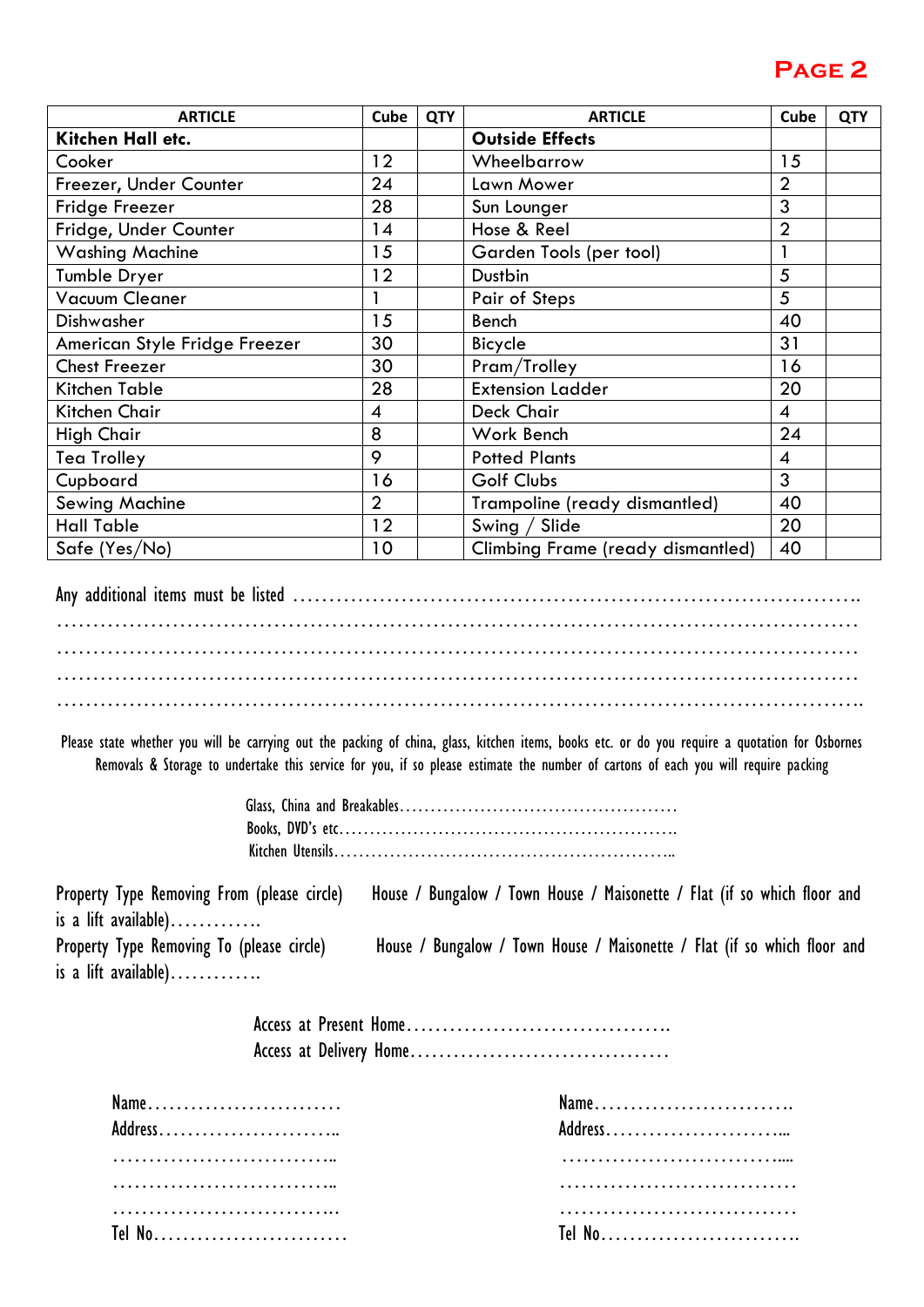# Page 2

| ARTICLE | Cube | QTY | ARTICLE | Cube | QTY |
|---|---|---|---|---|---|
| **Kitchen Hall etc.** | | | **Outside Effects** | | |
| Cooker | 12 | | Wheelbarrow | 15 | |
| Freezer, Under Counter | 24 | | Lawn Mower | 2 | |
| Fridge Freezer | 28 | | Sun Lounger | 3 | |
| Fridge, Under Counter | 14 | | Hose & Reel | 2 | |
| Washing Machine | 15 | | Garden Tools (per tool) | 1 | |
| Tumble Dryer | 12 | | Dustbin | 5 | |
| Vacuum Cleaner | 1 | | Pair of Steps | 5 | |
| Dishwasher | 15 | | Bench | 40 | |
| American Style Fridge Freezer | 30 | | Bicycle | 31 | |
| Chest Freezer | 30 | | Pram/Trolley | 16 | |
| Kitchen Table | 28 | | Extension Ladder | 20 | |
| Kitchen Chair | 4 | | Deck Chair | 4 | |
| High Chair | 8 | | Work Bench | 24 | |
| Tea Trolley | 9 | | Potted Plants | 4 | |
| Cupboard | 16 | | Golf Clubs | 3 | |
| Sewing Machine | 2 | | Trampoline (ready dismantled) | 40 | |
| Hall Table | 12 | | Swing / Slide | 20 | |
| Safe (Yes/No) | 10 | | Climbing Frame (ready dismantled) | 40 | |

Any additional items must be listed ……………………………………………………………………….
…………………………………………………………………………………………………………
…………………………………………………………………………………………………………
…………………………………………………………………………………………………………
…………………………………………………………………………………………………………

Please state whether you will be carrying out the packing of china, glass, kitchen items, books etc. or do you require a quotation for Osbornes Removals & Storage to undertake this service for you, if so please estimate the number of cartons of each you will require packing

Glass, China and Breakables……………………………………………
Books, DVD's etc……………………………………………………….
Kitchen Utensils………………………………………………………..

Property Type Removing From (please circle) House / Bungalow / Town House / Maisonette / Flat (if so which floor and is a lift available)…………

Property Type Removing To (please circle) House / Bungalow / Town House / Maisonette / Flat (if so which floor and is a lift available)…………

Access at Present Home……………………………………
Access at Delivery Home……………………………………

Name……………………………
Address…………………………..
………………………………..
………………………………..
………………………………..
Tel No……………………………

Name……………………………
Address…………………………...
……………………………….....
………………………………….
………………………………….
Tel No……………………………